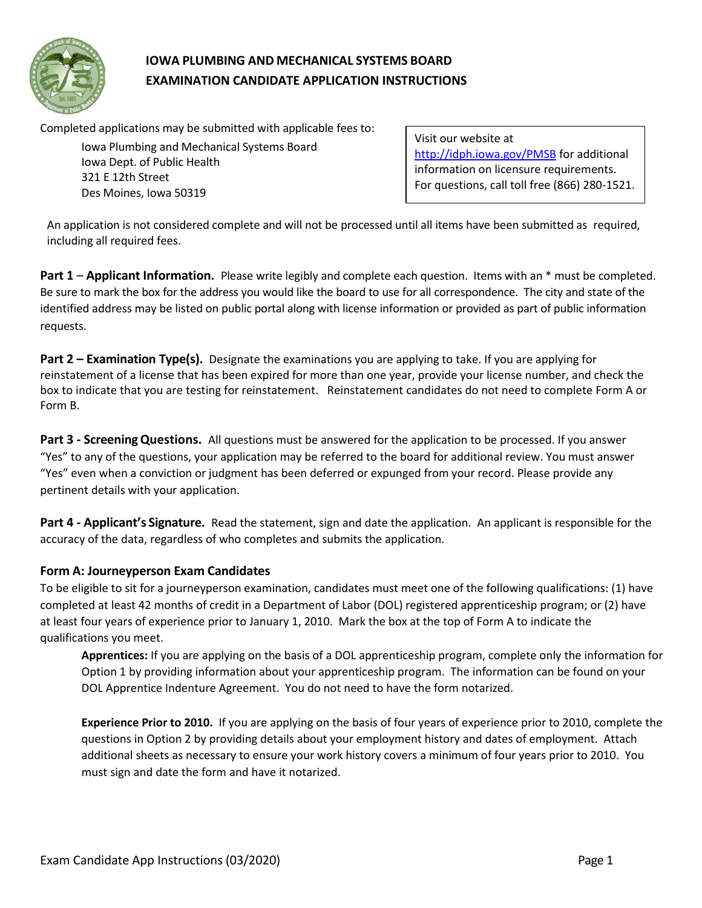# IOWA PLUMBING AND MECHANICAL SYSTEMS BOARD
# EXAMINATION CANDIDATE APPLICATION INSTRUCTIONS

Completed applications may be submitted with applicable fees to:

Iowa Plumbing and Mechanical Systems Board
Iowa Dept. of Public Health
321 E 12th Street
Des Moines, Iowa 50319

Visit our website at http://idph.iowa.gov/PMSB for additional information on licensure requirements. For questions, call toll free (866) 280-1521.

An application is not considered complete and will not be processed until all items have been submitted as required, including all required fees.

**Part 1** – **Applicant Information.** Please write legibly and complete each question. Items with an * must be completed. Be sure to mark the box for the address you would like the board to use for all correspondence. The city and state of the identified address may be listed on public portal along with license information or provided as part of public information requests.

**Part 2 – Examination Type(s).** Designate the examinations you are applying to take. If you are applying for reinstatement of a license that has been expired for more than one year, provide your license number, and check the box to indicate that you are testing for reinstatement. Reinstatement candidates do not need to complete Form A or Form B.

**Part 3 - Screening Questions.** All questions must be answered for the application to be processed. If you answer "Yes" to any of the questions, your application may be referred to the board for additional review. You must answer "Yes" even when a conviction or judgment has been deferred or expunged from your record. Please provide any pertinent details with your application.

**Part 4 - Applicant's Signature.** Read the statement, sign and date the application. An applicant is responsible for the accuracy of the data, regardless of who completes and submits the application.

### Form A: Journeyperson Exam Candidates

To be eligible to sit for a journeyperson examination, candidates must meet one of the following qualifications: (1) have completed at least 42 months of credit in a Department of Labor (DOL) registered apprenticeship program; or (2) have at least four years of experience prior to January 1, 2010. Mark the box at the top of Form A to indicate the qualifications you meet.

**Apprentices:** If you are applying on the basis of a DOL apprenticeship program, complete only the information for Option 1 by providing information about your apprenticeship program. The information can be found on your DOL Apprentice Indenture Agreement. You do not need to have the form notarized.

**Experience Prior to 2010.** If you are applying on the basis of four years of experience prior to 2010, complete the questions in Option 2 by providing details about your employment history and dates of employment. Attach additional sheets as necessary to ensure your work history covers a minimum of four years prior to 2010. You must sign and date the form and have it notarized.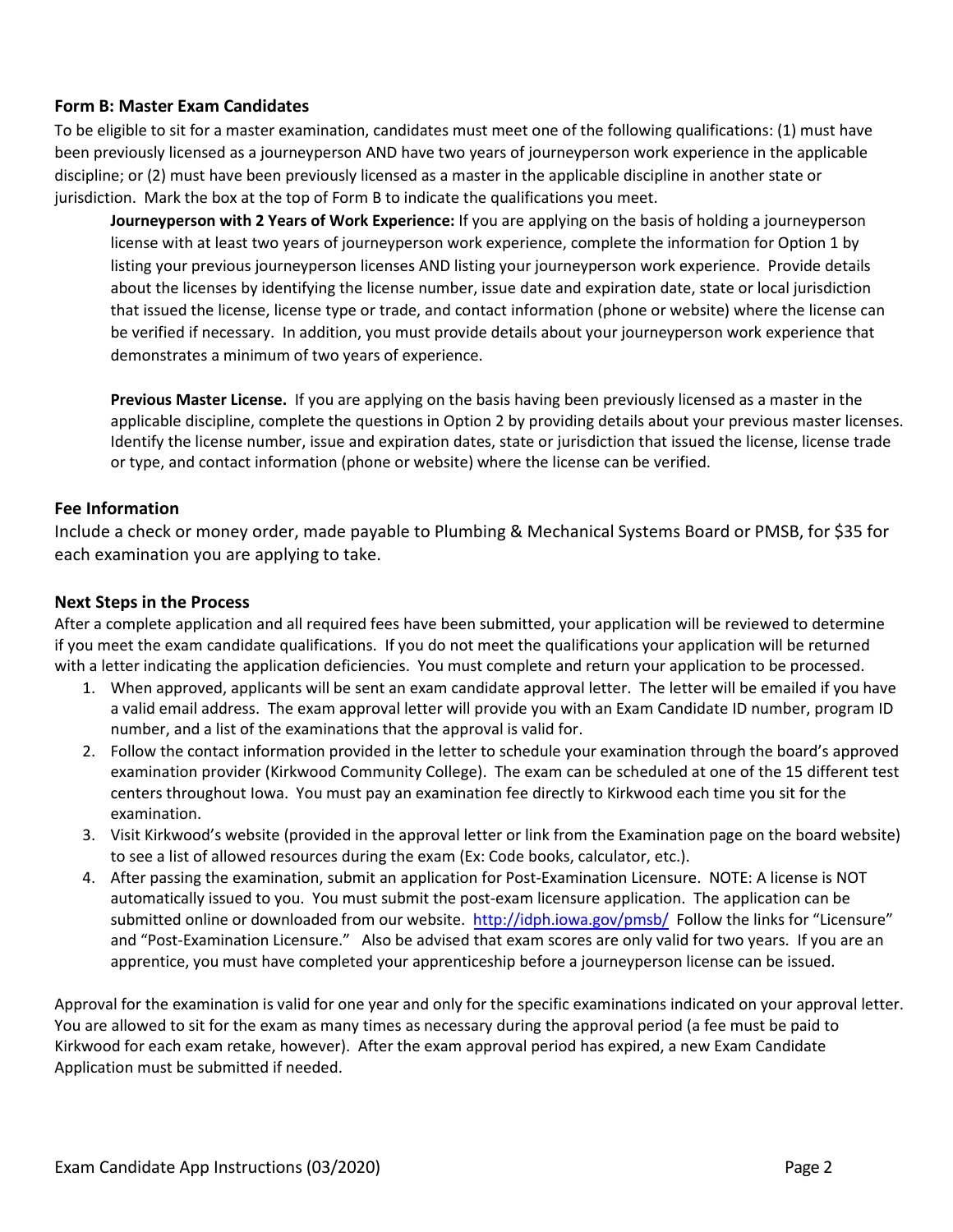## Form B: Master Exam Candidates

To be eligible to sit for a master examination, candidates must meet one of the following qualifications: (1) must have been previously licensed as a journeyperson AND have two years of journeyperson work experience in the applicable discipline; or (2) must have been previously licensed as a master in the applicable discipline in another state or jurisdiction. Mark the box at the top of Form B to indicate the qualifications you meet.

**Journeyperson with 2 Years of Work Experience:** If you are applying on the basis of holding a journeyperson license with at least two years of journeyperson work experience, complete the information for Option 1 by listing your previous journeyperson licenses AND listing your journeyperson work experience. Provide details about the licenses by identifying the license number, issue date and expiration date, state or local jurisdiction that issued the license, license type or trade, and contact information (phone or website) where the license can be verified if necessary. In addition, you must provide details about your journeyperson work experience that demonstrates a minimum of two years of experience.

**Previous Master License.** If you are applying on the basis having been previously licensed as a master in the applicable discipline, complete the questions in Option 2 by providing details about your previous master licenses. Identify the license number, issue and expiration dates, state or jurisdiction that issued the license, license trade or type, and contact information (phone or website) where the license can be verified.

## Fee Information

Include a check or money order, made payable to Plumbing & Mechanical Systems Board or PMSB, for $35 for each examination you are applying to take.

## Next Steps in the Process

After a complete application and all required fees have been submitted, your application will be reviewed to determine if you meet the exam candidate qualifications. If you do not meet the qualifications your application will be returned with a letter indicating the application deficiencies. You must complete and return your application to be processed.

1. When approved, applicants will be sent an exam candidate approval letter. The letter will be emailed if you have a valid email address. The exam approval letter will provide you with an Exam Candidate ID number, program ID number, and a list of the examinations that the approval is valid for.
2. Follow the contact information provided in the letter to schedule your examination through the board's approved examination provider (Kirkwood Community College). The exam can be scheduled at one of the 15 different test centers throughout Iowa. You must pay an examination fee directly to Kirkwood each time you sit for the examination.
3. Visit Kirkwood's website (provided in the approval letter or link from the Examination page on the board website) to see a list of allowed resources during the exam (Ex: Code books, calculator, etc.).
4. After passing the examination, submit an application for Post-Examination Licensure. NOTE: A license is NOT automatically issued to you. You must submit the post-exam licensure application. The application can be submitted online or downloaded from our website. http://idph.iowa.gov/pmsb/ Follow the links for "Licensure" and "Post-Examination Licensure." Also be advised that exam scores are only valid for two years. If you are an apprentice, you must have completed your apprenticeship before a journeyperson license can be issued.

Approval for the examination is valid for one year and only for the specific examinations indicated on your approval letter. You are allowed to sit for the exam as many times as necessary during the approval period (a fee must be paid to Kirkwood for each exam retake, however). After the exam approval period has expired, a new Exam Candidate Application must be submitted if needed.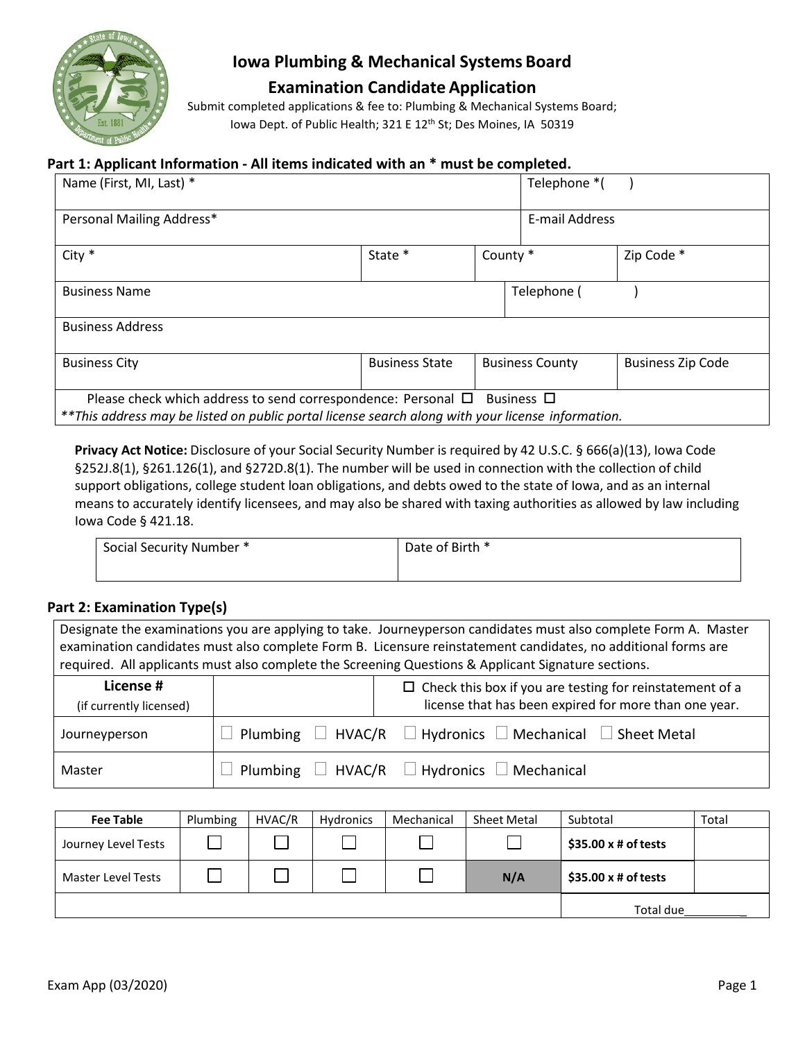# Iowa Plumbing & Mechanical Systems Board

## Examination Candidate Application

Submit completed applications & fee to: Plumbing & Mechanical Systems Board; Iowa Dept. of Public Health; 321 E 12th St; Des Moines, IA 50319

### Part 1: Applicant Information - All items indicated with an * must be completed.

| Name (First, MI, Last) * | | | Telephone *( ) |
|---|---|---|---|
| Personal Mailing Address* | | | E-mail Address |
| City * | State * | County * | Zip Code * |
| Business Name | | | Telephone ( ) |
| Business Address | | | |
| Business City | Business State | Business County | Business Zip Code |
| Please check which address to send correspondence: Personal ☐ Business ☐ | | | |

***This address may be listed on public portal license search along with your license information.*

**Privacy Act Notice:** Disclosure of your Social Security Number is required by 42 U.S.C. § 666(a)(13), Iowa Code §252J.8(1), §261.126(1), and §272D.8(1). The number will be used in connection with the collection of child support obligations, college student loan obligations, and debts owed to the state of Iowa, and as an internal means to accurately identify licensees, and may also be shared with taxing authorities as allowed by law including Iowa Code § 421.18.

| Social Security Number * | Date of Birth * |
|---|---|
| | |

### Part 2: Examination Type(s)

Designate the examinations you are applying to take. Journeyperson candidates must also complete Form A. Master examination candidates must also complete Form B. Licensure reinstatement candidates, no additional forms are required. All applicants must also complete the Screening Questions & Applicant Signature sections.

| License # (if currently licensed) | | ☐ Check this box if you are testing for reinstatement of a license that has been expired for more than one year. |
|---|---|---|
| Journeyperson | ☐ Plumbing ☐ HVAC/R ☐ Hydronics ☐ Mechanical ☐ Sheet Metal | |
| Master | ☐ Plumbing ☐ HVAC/R ☐ Hydronics ☐ Mechanical | |

| Fee Table | Plumbing | HVAC/R | Hydronics | Mechanical | Sheet Metal | Subtotal | Total |
|---|---|---|---|---|---|---|---|
| Journey Level Tests | ☐ | ☐ | ☐ | ☐ | ☐ | **$35.00 x # of tests** | |
| Master Level Tests | ☐ | ☐ | ☐ | ☐ | N/A | **$35.00 x # of tests** | |
| | | | | | | Total due__________ | |

Exam App (03/2020)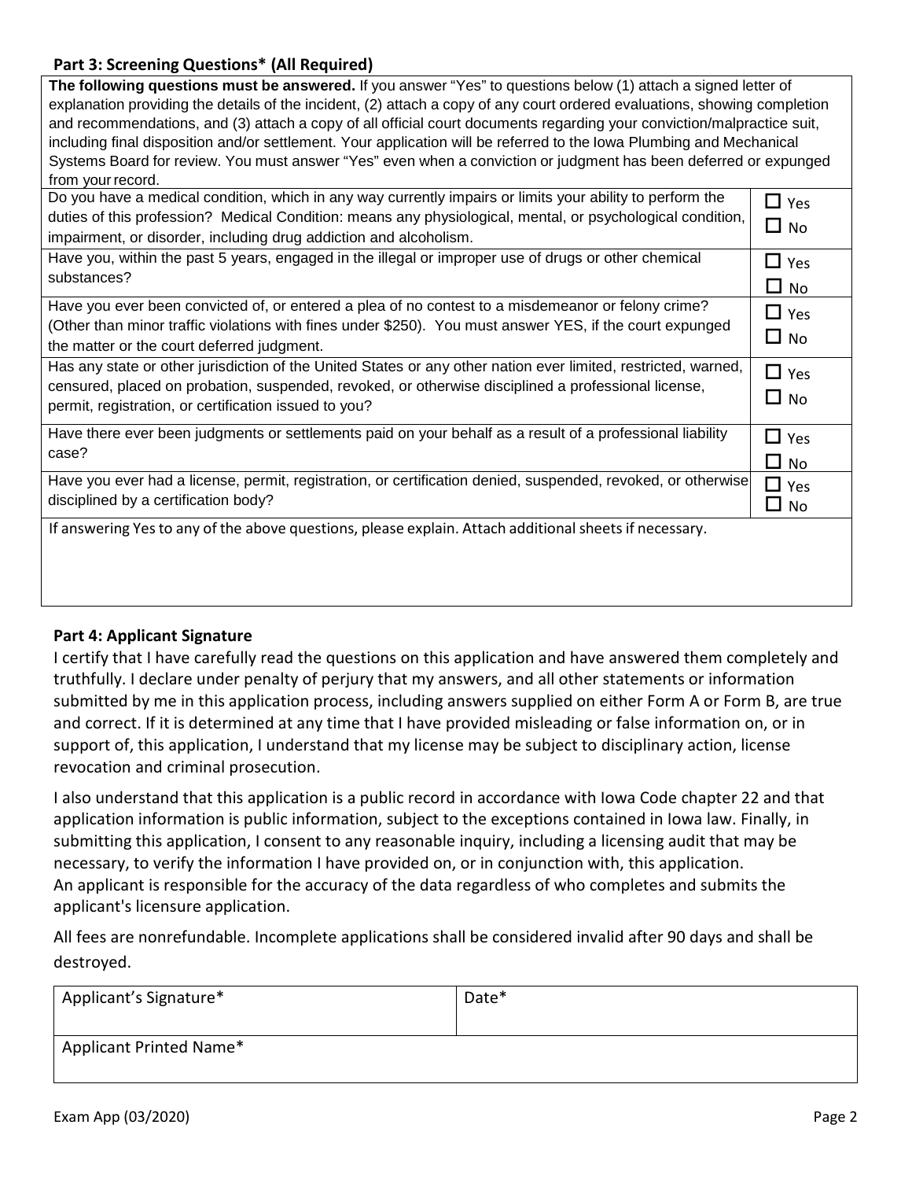## Part 3: Screening Questions* (All Required)

**The following questions must be answered.** If you answer "Yes" to questions below (1) attach a signed letter of explanation providing the details of the incident, (2) attach a copy of any court ordered evaluations, showing completion and recommendations, and (3) attach a copy of all official court documents regarding your conviction/malpractice suit, including final disposition and/or settlement. Your application will be referred to the Iowa Plumbing and Mechanical Systems Board for review. You must answer "Yes" even when a conviction or judgment has been deferred or expunged from your record.

| Question | Answer |
|---|---|
| Do you have a medical condition, which in any way currently impairs or limits your ability to perform the duties of this profession? Medical Condition: means any physiological, mental, or psychological condition, impairment, or disorder, including drug addiction and alcoholism. | ☐ Yes ☐ No |
| Have you, within the past 5 years, engaged in the illegal or improper use of drugs or other chemical substances? | ☐ Yes ☐ No |
| Have you ever been convicted of, or entered a plea of no contest to a misdemeanor or felony crime? (Other than minor traffic violations with fines under $250). You must answer YES, if the court expunged the matter or the court deferred judgment. | ☐ Yes ☐ No |
| Has any state or other jurisdiction of the United States or any other nation ever limited, restricted, warned, censured, placed on probation, suspended, revoked, or otherwise disciplined a professional license, permit, registration, or certification issued to you? | ☐ Yes ☐ No |
| Have there ever been judgments or settlements paid on your behalf as a result of a professional liability case? | ☐ Yes ☐ No |
| Have you ever had a license, permit, registration, or certification denied, suspended, revoked, or otherwise disciplined by a certification body? | ☐ Yes ☐ No |

If answering Yes to any of the above questions, please explain. Attach additional sheets if necessary.

## Part 4: Applicant Signature

I certify that I have carefully read the questions on this application and have answered them completely and truthfully. I declare under penalty of perjury that my answers, and all other statements or information submitted by me in this application process, including answers supplied on either Form A or Form B, are true and correct. If it is determined at any time that I have provided misleading or false information on, or in support of, this application, I understand that my license may be subject to disciplinary action, license revocation and criminal prosecution.

I also understand that this application is a public record in accordance with Iowa Code chapter 22 and that application information is public information, subject to the exceptions contained in Iowa law. Finally, in submitting this application, I consent to any reasonable inquiry, including a licensing audit that may be necessary, to verify the information I have provided on, or in conjunction with, this application. An applicant is responsible for the accuracy of the data regardless of who completes and submits the applicant's licensure application.

All fees are nonrefundable. Incomplete applications shall be considered invalid after 90 days and shall be destroyed.

| Applicant's Signature* | Date* |
|---|---|
| Applicant Printed Name* | |

Exam App (03/2020)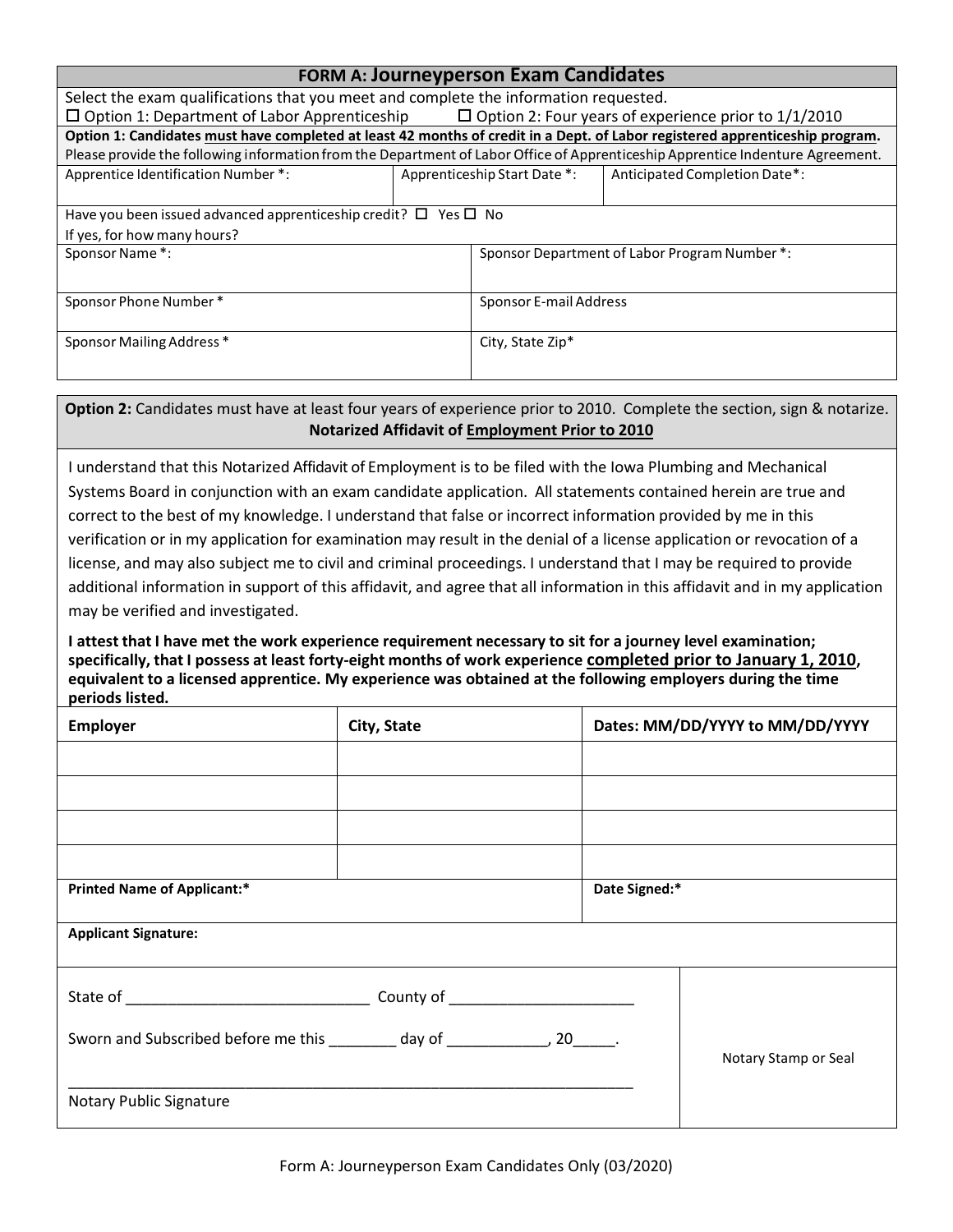## FORM A: Journeyperson Exam Candidates

Select the exam qualifications that you meet and complete the information requested.

☐ Option 1: Department of Labor Apprenticeship ☐ Option 2: Four years of experience prior to 1/1/2010

**Option 1: Candidates must have completed at least 42 months of credit in a Dept. of Labor registered apprenticeship program.**

Please provide the following information from the Department of Labor Office of Apprenticeship Apprentice Indenture Agreement.

| Apprentice Identification Number *: | Apprenticeship Start Date *: | Anticipated Completion Date*: |
|---|---|---|
| | | |

Have you been issued advanced apprenticeship credit? ☐ Yes ☐ No

If yes, for how many hours?

| Sponsor Name *: | Sponsor Department of Labor Program Number *: |
|---|---|
| Sponsor Phone Number * | Sponsor E-mail Address |
| Sponsor Mailing Address * | City, State Zip* |

**Option 2:** Candidates must have at least four years of experience prior to 2010. Complete the section, sign & notarize.

### Notarized Affidavit of Employment Prior to 2010

I understand that this Notarized Affidavit of Employment is to be filed with the Iowa Plumbing and Mechanical Systems Board in conjunction with an exam candidate application. All statements contained herein are true and correct to the best of my knowledge. I understand that false or incorrect information provided by me in this verification or in my application for examination may result in the denial of a license application or revocation of a license, and may also subject me to civil and criminal proceedings. I understand that I may be required to provide additional information in support of this affidavit, and agree that all information in this affidavit and in my application may be verified and investigated.

**I attest that I have met the work experience requirement necessary to sit for a journey level examination; specifically, that I possess at least forty-eight months of work experience completed prior to January 1, 2010, equivalent to a licensed apprentice. My experience was obtained at the following employers during the time periods listed.**

| Employer | City, State | Dates: MM/DD/YYYY to MM/DD/YYYY |
|---|---|---|
| | | |
| | | |
| | | |
| | | |

| Printed Name of Applicant:* | Date Signed:* |
|---|---|
| Applicant Signature: | |

State of ____________________________ County of _____________________

Sworn and Subscribed before me this ________ day of ____________, 20_____.

_________________________________________________________________

Notary Public Signature

Notary Stamp or Seal

Form A: Journeyperson Exam Candidates Only (03/2020)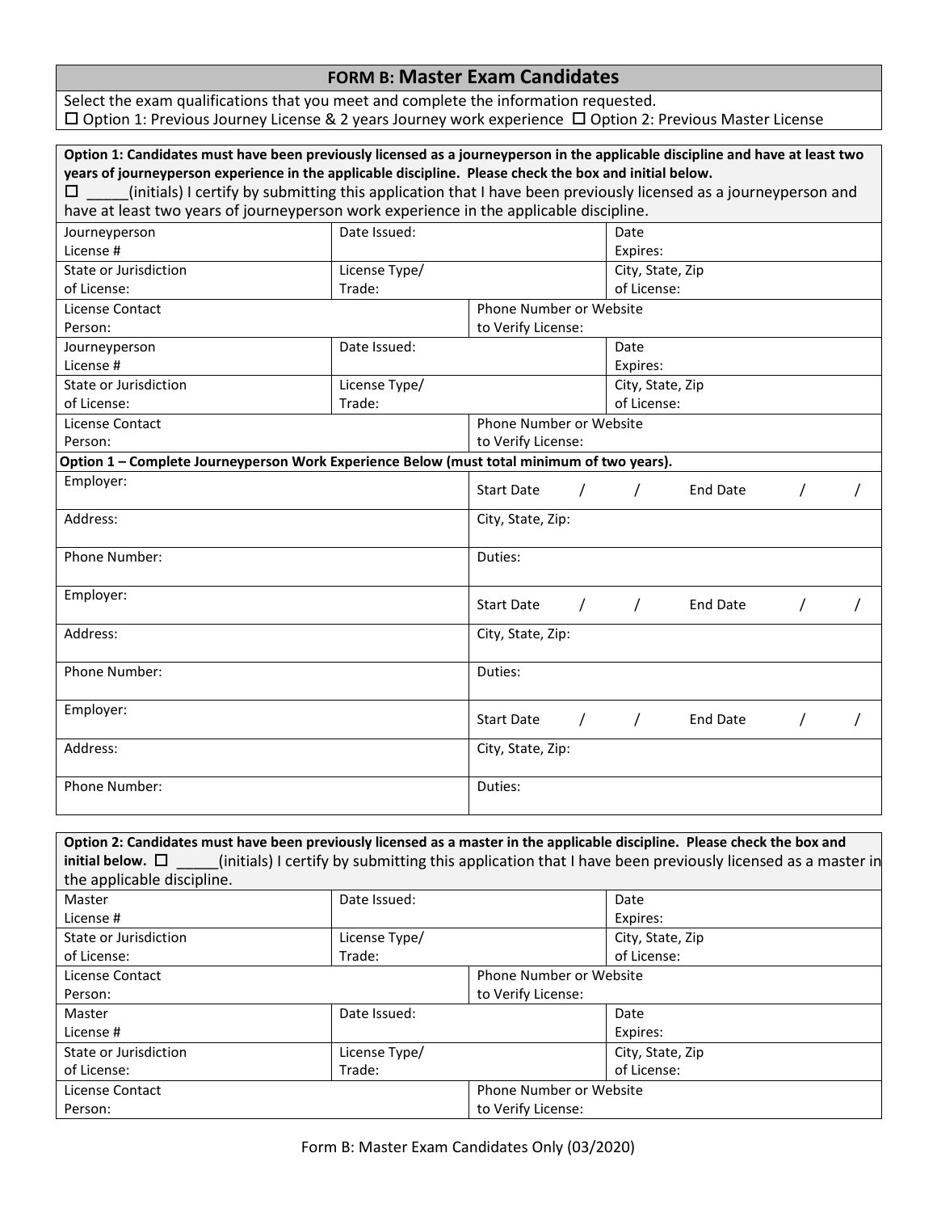## FORM B: Master Exam Candidates

Select the exam qualifications that you meet and complete the information requested.

☐ Option 1: Previous Journey License & 2 years Journey work experience ☐ Option 2: Previous Master License

**Option 1: Candidates must have been previously licensed as a journeyperson in the applicable discipline and have at least two years of journeyperson experience in the applicable discipline. Please check the box and initial below.**

☐ _____(initials) I certify by submitting this application that I have been previously licensed as a journeyperson and have at least two years of journeyperson work experience in the applicable discipline.

| | | |
|---|---|---|
| Journeyperson License #: | Date Issued: | Date Expires: |
| State or Jurisdiction of License: | License Type/ Trade: | City, State, Zip of License: |
| License Contact Person: | Phone Number or Website to Verify License: | |
| Journeyperson License #: | Date Issued: | Date Expires: |
| State or Jurisdiction of License: | License Type/ Trade: | City, State, Zip of License: |
| License Contact Person: | Phone Number or Website to Verify License: | |

**Option 1 – Complete Journeyperson Work Experience Below (must total minimum of two years).**

| | |
|---|---|
| Employer: | Start Date / / End Date / / |
| Address: | City, State, Zip: |
| Phone Number: | Duties: |
| Employer: | Start Date / / End Date / / |
| Address: | City, State, Zip: |
| Phone Number: | Duties: |
| Employer: | Start Date / / End Date / / |
| Address: | City, State, Zip: |
| Phone Number: | Duties: |

**Option 2: Candidates must have been previously licensed as a master in the applicable discipline. Please check the box and initial below.** ☐ _____(initials) I certify by submitting this application that I have been previously licensed as a master in the applicable discipline.

| | | |
|---|---|---|
| Master License #: | Date Issued: | Date Expires: |
| State or Jurisdiction of License: | License Type/ Trade: | City, State, Zip of License: |
| License Contact Person: | Phone Number or Website to Verify License: | |
| Master License #: | Date Issued: | Date Expires: |
| State or Jurisdiction of License: | License Type/ Trade: | City, State, Zip of License: |
| License Contact Person: | Phone Number or Website to Verify License: | |

Form B: Master Exam Candidates Only (03/2020)